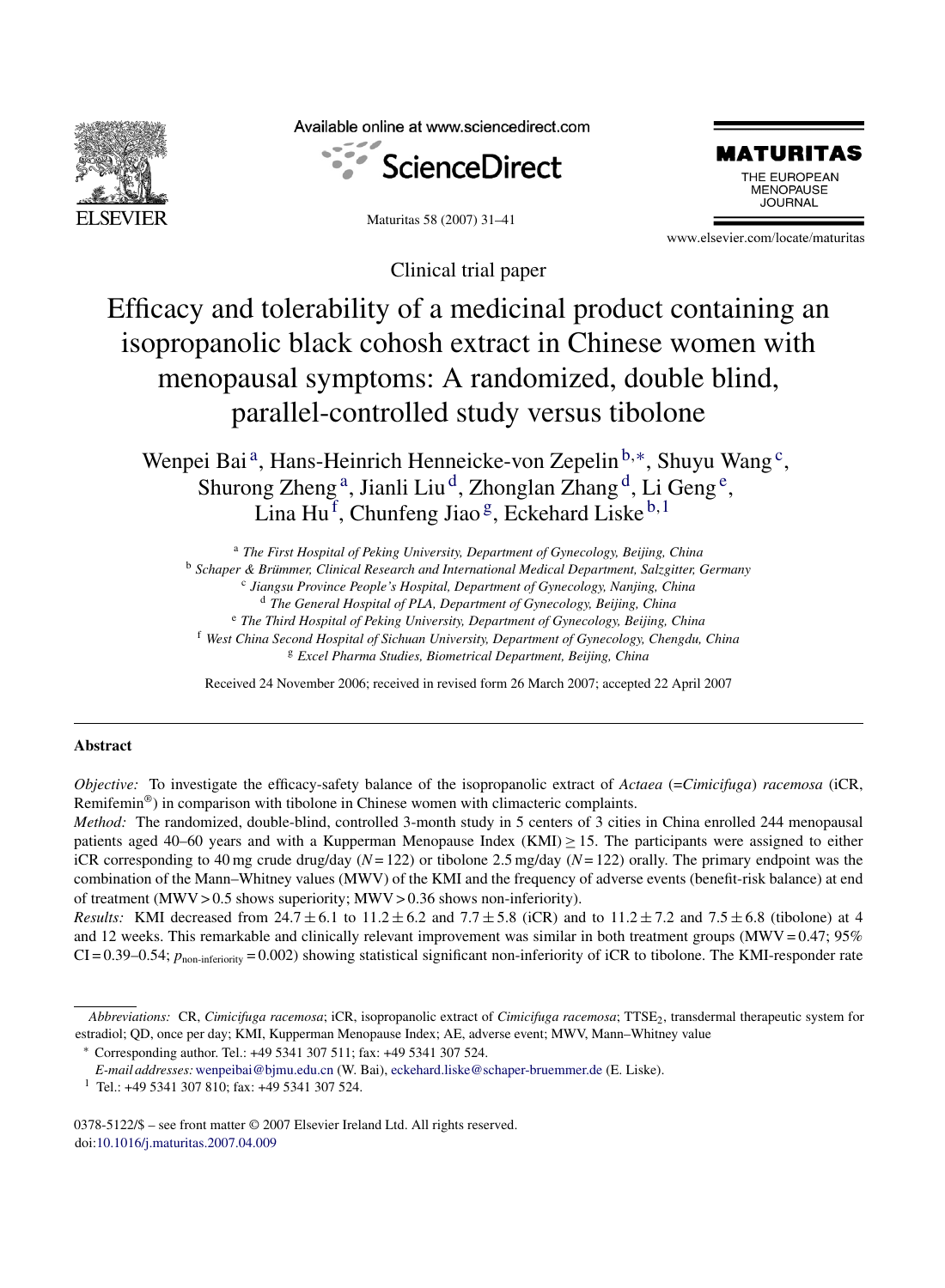Clinical trial paper

# Efficacy and tolerability of a medicinal product containing an isopropanolic black cohosh extract in Chinese women with menopausal symptoms: A randomized, double blind, parallel-controlled study versus tibolone

Wenpei Bai[a], Hans-Heinrich Henneicke-von Zepelin[b,*], Shuyu Wang[c], Shurong Zheng[a], Jianli Liu[d], Zhonglan Zhang[d], Li Geng[e], Lina Hu[f], Chunfeng Jiao[g], Eckehard Liske[b,1]

[a] *The First Hospital of Peking University, Department of Gynecology, Beijing, China*
[b] *Schaper & Brümmer, Clinical Research and International Medical Department, Salzgitter, Germany*
[c] *Jiangsu Province People's Hospital, Department of Gynecology, Nanjing, China*
[d] *The General Hospital of PLA, Department of Gynecology, Beijing, China*
[e] *The Third Hospital of Peking University, Department of Gynecology, Beijing, China*
[f] *West China Second Hospital of Sichuan University, Department of Gynecology, Chengdu, China*
[g] *Excel Pharma Studies, Biometrical Department, Beijing, China*

Received 24 November 2006; received in revised form 26 March 2007; accepted 22 April 2007

## Abstract

*Objective:* To investigate the efficacy-safety balance of the isopropanolic extract of *Actaea* (=*Cimicifuga*) *racemosa* (iCR, Remifemin®) in comparison with tibolone in Chinese women with climacteric complaints.

*Method:* The randomized, double-blind, controlled 3-month study in 5 centers of 3 cities in China enrolled 244 menopausal patients aged 40–60 years and with a Kupperman Menopause Index (KMI) ≥ 15. The participants were assigned to either iCR corresponding to 40 mg crude drug/day ($N = 122$) or tibolone 2.5 mg/day ($N = 122$) orally. The primary endpoint was the combination of the Mann–Whitney values (MWV) of the KMI and the frequency of adverse events (benefit-risk balance) at end of treatment (MWV > 0.5 shows superiority; MWV > 0.36 shows non-inferiority).

*Results:* KMI decreased from 24.7 ± 6.1 to 11.2 ± 6.2 and 7.7 ± 5.8 (iCR) and to 11.2 ± 7.2 and 7.5 ± 6.8 (tibolone) at 4 and 12 weeks. This remarkable and clinically relevant improvement was similar in both treatment groups (MWV = 0.47; 95% CI = 0.39–0.54; $p_{\text{non-inferiority}} = 0.002$) showing statistical significant non-inferiority of iCR to tibolone. The KMI-responder rate

---

*Abbreviations:* CR, *Cimicifuga racemosa*; iCR, isopropanolic extract of *Cimicifuga racemosa*; $TTSE_2$, transdermal therapeutic system for estradiol; QD, once per day; KMI, Kupperman Menopause Index; AE, adverse event; MWV, Mann–Whitney value

\* Corresponding author. Tel.: +49 5341 307 511; fax: +49 5341 307 524.
*E-mail addresses:* wenpeibai@bjmu.edu.cn (W. Bai), eckehard.liske@schaper-bruemmer.de (E. Liske).

[1] Tel.: +49 5341 307 810; fax: +49 5341 307 524.

0378-5122/$ – see front matter © 2007 Elsevier Ireland Ltd. All rights reserved.
doi:10.1016/j.maturitas.2007.04.009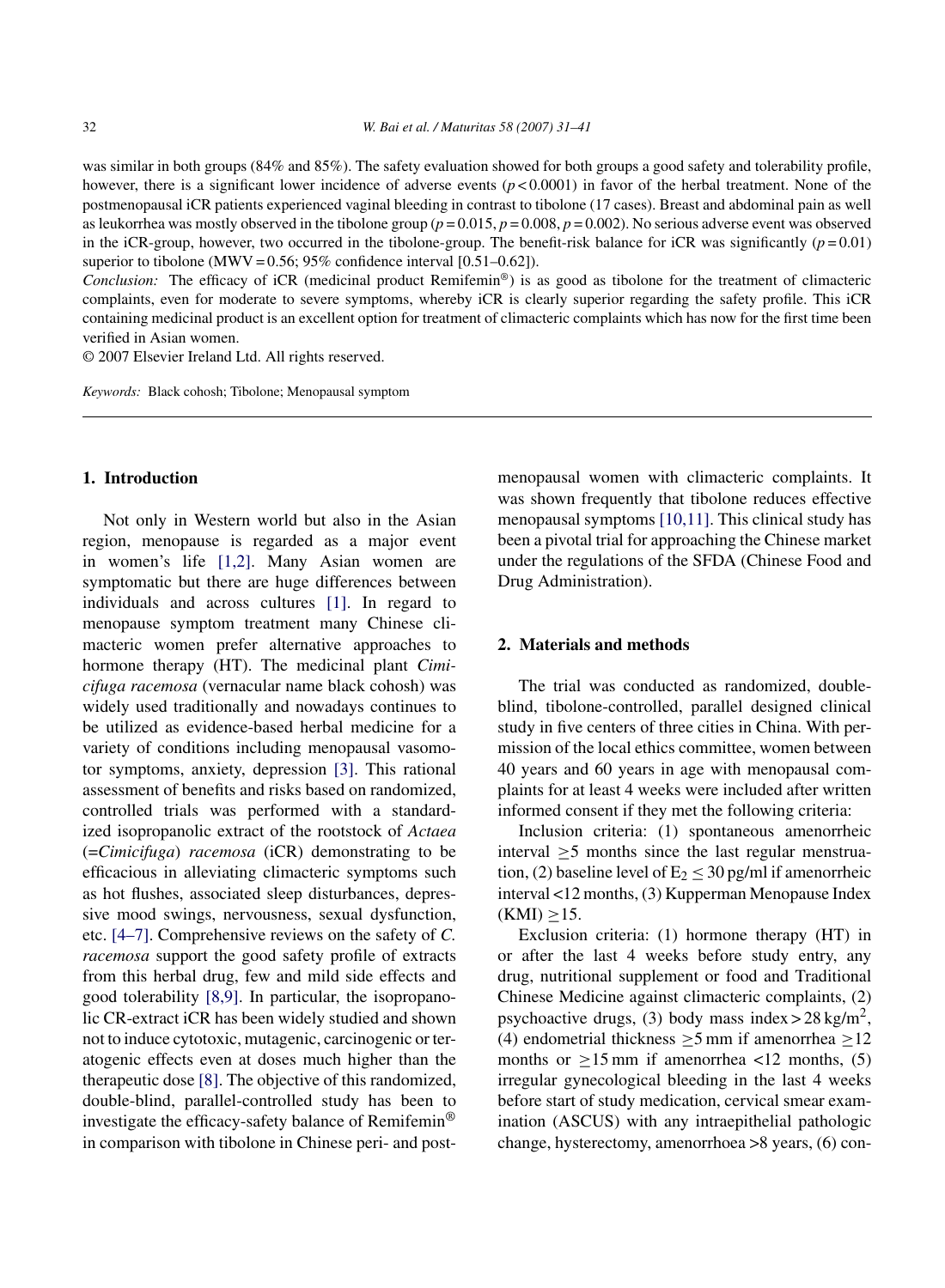was similar in both groups (84% and 85%). The safety evaluation showed for both groups a good safety and tolerability profile, however, there is a significant lower incidence of adverse events ($p < 0.0001$) in favor of the herbal treatment. None of the postmenopausal iCR patients experienced vaginal bleeding in contrast to tibolone (17 cases). Breast and abdominal pain as well as leukorrhea was mostly observed in the tibolone group ($p = 0.015$, $p = 0.008$, $p = 0.002$). No serious adverse event was observed in the iCR-group, however, two occurred in the tibolone-group. The benefit-risk balance for iCR was significantly ($p = 0.01$) superior to tibolone (MWV = 0.56; 95% confidence interval [0.51–0.62]).

*Conclusion:* The efficacy of iCR (medicinal product Remifemin®) is as good as tibolone for the treatment of climacteric complaints, even for moderate to severe symptoms, whereby iCR is clearly superior regarding the safety profile. This iCR containing medicinal product is an excellent option for treatment of climacteric complaints which has now for the first time been verified in Asian women.

© 2007 Elsevier Ireland Ltd. All rights reserved.

*Keywords:* Black cohosh; Tibolone; Menopausal symptom

## 1. Introduction

Not only in Western world but also in the Asian region, menopause is regarded as a major event in women's life [1,2]. Many Asian women are symptomatic but there are huge differences between individuals and across cultures [1]. In regard to menopause symptom treatment many Chinese climacteric women prefer alternative approaches to hormone therapy (HT). The medicinal plant *Cimicifuga racemosa* (vernacular name black cohosh) was widely used traditionally and nowadays continues to be utilized as evidence-based herbal medicine for a variety of conditions including menopausal vasomotor symptoms, anxiety, depression [3]. This rational assessment of benefits and risks based on randomized, controlled trials was performed with a standardized isopropanolic extract of the rootstock of *Actaea* (=*Cimicifuga*) *racemosa* (iCR) demonstrating to be efficacious in alleviating climacteric symptoms such as hot flushes, associated sleep disturbances, depressive mood swings, nervousness, sexual dysfunction, etc. [4–7]. Comprehensive reviews on the safety of *C. racemosa* support the good safety profile of extracts from this herbal drug, few and mild side effects and good tolerability [8,9]. In particular, the isopropanolic CR-extract iCR has been widely studied and shown not to induce cytotoxic, mutagenic, carcinogenic or teratogenic effects even at doses much higher than the therapeutic dose [8]. The objective of this randomized, double-blind, parallel-controlled study has been to investigate the efficacy-safety balance of Remifemin® in comparison with tibolone in Chinese peri- and postmenopausal women with climacteric complaints. It was shown frequently that tibolone reduces effective menopausal symptoms [10,11]. This clinical study has been a pivotal trial for approaching the Chinese market under the regulations of the SFDA (Chinese Food and Drug Administration).

## 2. Materials and methods

The trial was conducted as randomized, double-blind, tibolone-controlled, parallel designed clinical study in five centers of three cities in China. With permission of the local ethics committee, women between 40 years and 60 years in age with menopausal complaints for at least 4 weeks were included after written informed consent if they met the following criteria:

Inclusion criteria: (1) spontaneous amenorrheic interval $\geq$5 months since the last regular menstruation, (2) baseline level of $E_2 \leq 30$ pg/ml if amenorrheic interval <12 months, (3) Kupperman Menopause Index (KMI) $\geq$15.

Exclusion criteria: (1) hormone therapy (HT) in or after the last 4 weeks before study entry, any drug, nutritional supplement or food and Traditional Chinese Medicine against climacteric complaints, (2) psychoactive drugs, (3) body mass index > 28 kg/m$^2$, (4) endometrial thickness $\geq$5 mm if amenorrhea $\geq$12 months or $\geq$15 mm if amenorrhea <12 months, (5) irregular gynecological bleeding in the last 4 weeks before start of study medication, cervical smear examination (ASCUS) with any intraepithelial pathologic change, hysterectomy, amenorrhoea >8 years, (6) con-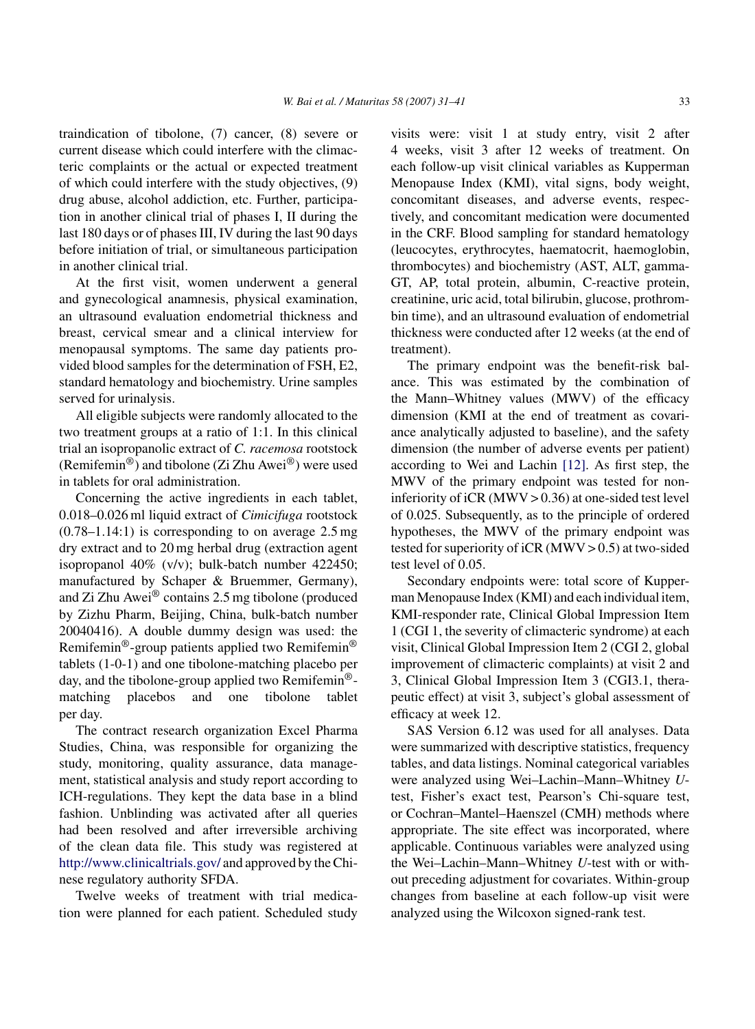traindication of tibolone, (7) cancer, (8) severe or current disease which could interfere with the climacteric complaints or the actual or expected treatment of which could interfere with the study objectives, (9) drug abuse, alcohol addiction, etc. Further, participation in another clinical trial of phases I, II during the last 180 days or of phases III, IV during the last 90 days before initiation of trial, or simultaneous participation in another clinical trial.

At the first visit, women underwent a general and gynecological anamnesis, physical examination, an ultrasound evaluation endometrial thickness and breast, cervical smear and a clinical interview for menopausal symptoms. The same day patients provided blood samples for the determination of FSH, E2, standard hematology and biochemistry. Urine samples served for urinalysis.

All eligible subjects were randomly allocated to the two treatment groups at a ratio of 1:1. In this clinical trial an isopropanolic extract of *C. racemosa* rootstock (Remifemin®) and tibolone (Zi Zhu Awei®) were used in tablets for oral administration.

Concerning the active ingredients in each tablet, 0.018–0.026 ml liquid extract of *Cimicifuga* rootstock (0.78–1.14:1) is corresponding to on average 2.5 mg dry extract and to 20 mg herbal drug (extraction agent isopropanol 40% (v/v); bulk-batch number 422450; manufactured by Schaper & Bruemmer, Germany), and Zi Zhu Awei® contains 2.5 mg tibolone (produced by Zizhu Pharm, Beijing, China, bulk-batch number 20040416). A double dummy design was used: the Remifemin®-group patients applied two Remifemin® tablets (1-0-1) and one tibolone-matching placebo per day, and the tibolone-group applied two Remifemin®-matching placebos and one tibolone tablet per day.

The contract research organization Excel Pharma Studies, China, was responsible for organizing the study, monitoring, quality assurance, data management, statistical analysis and study report according to ICH-regulations. They kept the data base in a blind fashion. Unblinding was activated after all queries had been resolved and after irreversible archiving of the clean data file. This study was registered at http://www.clinicaltrials.gov/ and approved by the Chinese regulatory authority SFDA.

Twelve weeks of treatment with trial medication were planned for each patient. Scheduled study visits were: visit 1 at study entry, visit 2 after 4 weeks, visit 3 after 12 weeks of treatment. On each follow-up visit clinical variables as Kupperman Menopause Index (KMI), vital signs, body weight, concomitant diseases, and adverse events, respectively, and concomitant medication were documented in the CRF. Blood sampling for standard hematology (leucocytes, erythrocytes, haematocrit, haemoglobin, thrombocytes) and biochemistry (AST, ALT, gamma-GT, AP, total protein, albumin, C-reactive protein, creatinine, uric acid, total bilirubin, glucose, prothrombin time), and an ultrasound evaluation of endometrial thickness were conducted after 12 weeks (at the end of treatment).

The primary endpoint was the benefit-risk balance. This was estimated by the combination of the Mann–Whitney values (MWV) of the efficacy dimension (KMI at the end of treatment as covariance analytically adjusted to baseline), and the safety dimension (the number of adverse events per patient) according to Wei and Lachin [12]. As first step, the MWV of the primary endpoint was tested for non-inferiority of iCR (MWV > 0.36) at one-sided test level of 0.025. Subsequently, as to the principle of ordered hypotheses, the MWV of the primary endpoint was tested for superiority of iCR (MWV > 0.5) at two-sided test level of 0.05.

Secondary endpoints were: total score of Kupperman Menopause Index (KMI) and each individual item, KMI-responder rate, Clinical Global Impression Item 1 (CGI 1, the severity of climacteric syndrome) at each visit, Clinical Global Impression Item 2 (CGI 2, global improvement of climacteric complaints) at visit 2 and 3, Clinical Global Impression Item 3 (CGI3.1, therapeutic effect) at visit 3, subject's global assessment of efficacy at week 12.

SAS Version 6.12 was used for all analyses. Data were summarized with descriptive statistics, frequency tables, and data listings. Nominal categorical variables were analyzed using Wei–Lachin–Mann–Whitney *U*-test, Fisher's exact test, Pearson's Chi-square test, or Cochran–Mantel–Haenszel (CMH) methods where appropriate. The site effect was incorporated, where applicable. Continuous variables were analyzed using the Wei–Lachin–Mann–Whitney *U*-test with or without preceding adjustment for covariates. Within-group changes from baseline at each follow-up visit were analyzed using the Wilcoxon signed-rank test.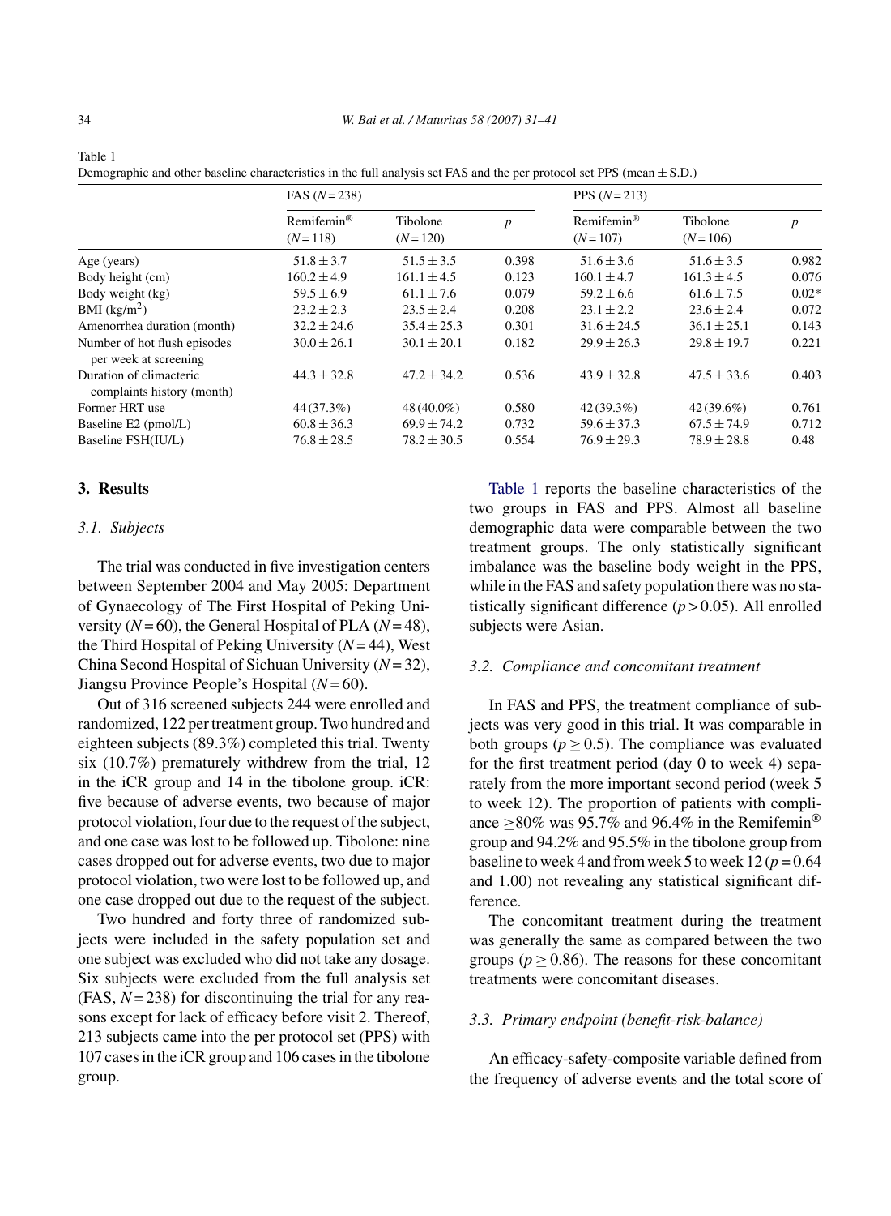Table 1
Demographic and other baseline characteristics in the full analysis set FAS and the per protocol set PPS (mean ± S.D.)

| | FAS ($N = 238$) | | | PPS ($N = 213$) | | |
|---|---|---|---|---|---|---|
| | Remifemin® ($N = 118$) | Tibolone ($N = 120$) | $p$ | Remifemin® ($N = 107$) | Tibolone ($N = 106$) | $p$ |
| Age (years) | 51.8 ± 3.7 | 51.5 ± 3.5 | 0.398 | 51.6 ± 3.6 | 51.6 ± 3.5 | 0.982 |
| Body height (cm) | 160.2 ± 4.9 | 161.1 ± 4.5 | 0.123 | 160.1 ± 4.7 | 161.3 ± 4.5 | 0.076 |
| Body weight (kg) | 59.5 ± 6.9 | 61.1 ± 7.6 | 0.079 | 59.2 ± 6.6 | 61.6 ± 7.5 | 0.02* |
| BMI (kg/m$^2$) | 23.2 ± 2.3 | 23.5 ± 2.4 | 0.208 | 23.1 ± 2.2 | 23.6 ± 2.4 | 0.072 |
| Amenorrhea duration (month) | 32.2 ± 24.6 | 35.4 ± 25.3 | 0.301 | 31.6 ± 24.5 | 36.1 ± 25.1 | 0.143 |
| Number of hot flush episodes per week at screening | 30.0 ± 26.1 | 30.1 ± 20.1 | 0.182 | 29.9 ± 26.3 | 29.8 ± 19.7 | 0.221 |
| Duration of climacteric complaints history (month) | 44.3 ± 32.8 | 47.2 ± 34.2 | 0.536 | 43.9 ± 32.8 | 47.5 ± 33.6 | 0.403 |
| Former HRT use | 44 (37.3%) | 48 (40.0%) | 0.580 | 42 (39.3%) | 42 (39.6%) | 0.761 |
| Baseline E2 (pmol/L) | 60.8 ± 36.3 | 69.9 ± 74.2 | 0.732 | 59.6 ± 37.3 | 67.5 ± 74.9 | 0.712 |
| Baseline FSH(IU/L) | 76.8 ± 28.5 | 78.2 ± 30.5 | 0.554 | 76.9 ± 29.3 | 78.9 ± 28.8 | 0.48 |

## 3. Results

### 3.1. Subjects

The trial was conducted in five investigation centers between September 2004 and May 2005: Department of Gynaecology of The First Hospital of Peking University ($N = 60$), the General Hospital of PLA ($N = 48$), the Third Hospital of Peking University ($N = 44$), West China Second Hospital of Sichuan University ($N = 32$), Jiangsu Province People's Hospital ($N = 60$).

Out of 316 screened subjects 244 were enrolled and randomized, 122 per treatment group. Two hundred and eighteen subjects (89.3%) completed this trial. Twenty six (10.7%) prematurely withdrew from the trial, 12 in the iCR group and 14 in the tibolone group. iCR: five because of adverse events, two because of major protocol violation, four due to the request of the subject, and one case was lost to be followed up. Tibolone: nine cases dropped out for adverse events, two due to major protocol violation, two were lost to be followed up, and one case dropped out due to the request of the subject.

Two hundred and forty three of randomized subjects were included in the safety population set and one subject was excluded who did not take any dosage. Six subjects were excluded from the full analysis set (FAS, $N = 238$) for discontinuing the trial for any reasons except for lack of efficacy before visit 2. Thereof, 213 subjects came into the per protocol set (PPS) with 107 cases in the iCR group and 106 cases in the tibolone group.

Table 1 reports the baseline characteristics of the two groups in FAS and PPS. Almost all baseline demographic data were comparable between the two treatment groups. The only statistically significant imbalance was the baseline body weight in the PPS, while in the FAS and safety population there was no statistically significant difference ($p > 0.05$). All enrolled subjects were Asian.

### 3.2. Compliance and concomitant treatment

In FAS and PPS, the treatment compliance of subjects was very good in this trial. It was comparable in both groups ($p \geq 0.5$). The compliance was evaluated for the first treatment period (day 0 to week 4) separately from the more important second period (week 5 to week 12). The proportion of patients with compliance ≥80% was 95.7% and 96.4% in the Remifemin® group and 94.2% and 95.5% in the tibolone group from baseline to week 4 and from week 5 to week 12 ($p = 0.64$ and 1.00) not revealing any statistical significant difference.

The concomitant treatment during the treatment was generally the same as compared between the two groups ($p \geq 0.86$). The reasons for these concomitant treatments were concomitant diseases.

### 3.3. Primary endpoint (benefit-risk-balance)

An efficacy-safety-composite variable defined from the frequency of adverse events and the total score of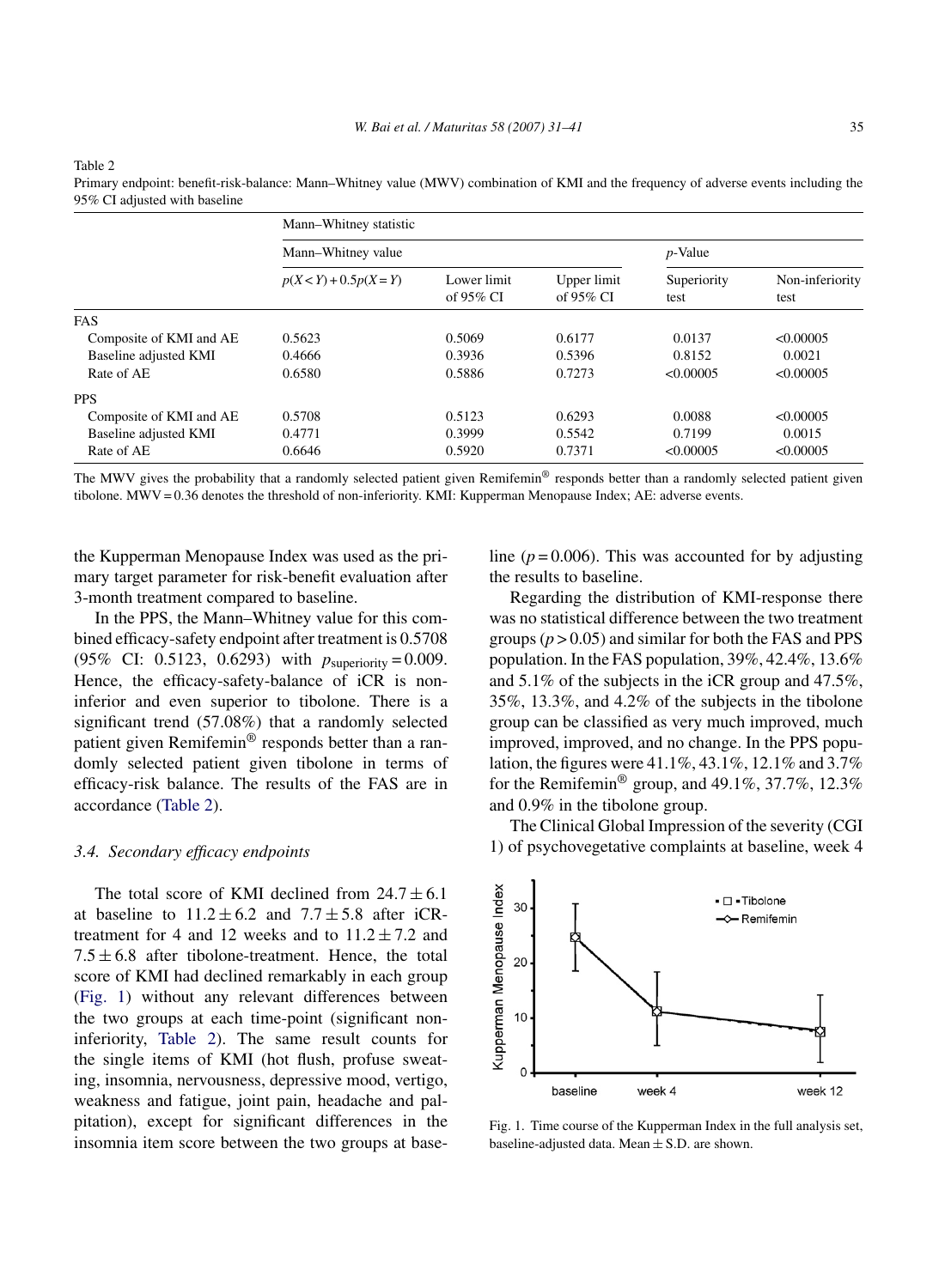Table 2
Primary endpoint: benefit-risk-balance: Mann–Whitney value (MWV) combination of KMI and the frequency of adverse events including the 95% CI adjusted with baseline

| | Mann–Whitney statistic | | | | |
|---|---|---|---|---|---|
| | Mann–Whitney value | | | *p*-Value | |
| | $p(X<Y)+0.5p(X=Y)$ | Lower limit of 95% CI | Upper limit of 95% CI | Superiority test | Non-inferiority test |
| FAS | | | | | |
| Composite of KMI and AE | 0.5623 | 0.5069 | 0.6177 | 0.0137 | <0.00005 |
| Baseline adjusted KMI | 0.4666 | 0.3936 | 0.5396 | 0.8152 | 0.0021 |
| Rate of AE | 0.6580 | 0.5886 | 0.7273 | <0.00005 | <0.00005 |
| PPS | | | | | |
| Composite of KMI and AE | 0.5708 | 0.5123 | 0.6293 | 0.0088 | <0.00005 |
| Baseline adjusted KMI | 0.4771 | 0.3999 | 0.5542 | 0.7199 | 0.0015 |
| Rate of AE | 0.6646 | 0.5920 | 0.7371 | <0.00005 | <0.00005 |

The MWV gives the probability that a randomly selected patient given Remifemin® responds better than a randomly selected patient given tibolone. MWV = 0.36 denotes the threshold of non-inferiority. KMI: Kupperman Menopause Index; AE: adverse events.

the Kupperman Menopause Index was used as the primary target parameter for risk-benefit evaluation after 3-month treatment compared to baseline.

In the PPS, the Mann–Whitney value for this combined efficacy-safety endpoint after treatment is 0.5708 (95% CI: 0.5123, 0.6293) with $p_{\text{superiority}} = 0.009$. Hence, the efficacy-safety-balance of iCR is non-inferior and even superior to tibolone. There is a significant trend (57.08%) that a randomly selected patient given Remifemin® responds better than a randomly selected patient given tibolone in terms of efficacy-risk balance. The results of the FAS are in accordance (Table 2).

### 3.4. Secondary efficacy endpoints

The total score of KMI declined from $24.7 \pm 6.1$ at baseline to $11.2 \pm 6.2$ and $7.7 \pm 5.8$ after iCR-treatment for 4 and 12 weeks and to $11.2 \pm 7.2$ and $7.5 \pm 6.8$ after tibolone-treatment. Hence, the total score of KMI had declined remarkably in each group (Fig. 1) without any relevant differences between the two groups at each time-point (significant non-inferiority, Table 2). The same result counts for the single items of KMI (hot flush, profuse sweating, insomnia, nervousness, depressive mood, vertigo, weakness and fatigue, joint pain, headache and palpitation), except for significant differences in the insomnia item score between the two groups at baseline ($p = 0.006$). This was accounted for by adjusting the results to baseline.

Regarding the distribution of KMI-response there was no statistical difference between the two treatment groups ($p > 0.05$) and similar for both the FAS and PPS population. In the FAS population, 39%, 42.4%, 13.6% and 5.1% of the subjects in the iCR group and 47.5%, 35%, 13.3%, and 4.2% of the subjects in the tibolone group can be classified as very much improved, much improved, improved, and no change. In the PPS population, the figures were 41.1%, 43.1%, 12.1% and 3.7% for the Remifemin® group, and 49.1%, 37.7%, 12.3% and 0.9% in the tibolone group.

The Clinical Global Impression of the severity (CGI 1) of psychovegetative complaints at baseline, week 4

Fig. 1. Time course of the Kupperman Index in the full analysis set, baseline-adjusted data. Mean ± S.D. are shown.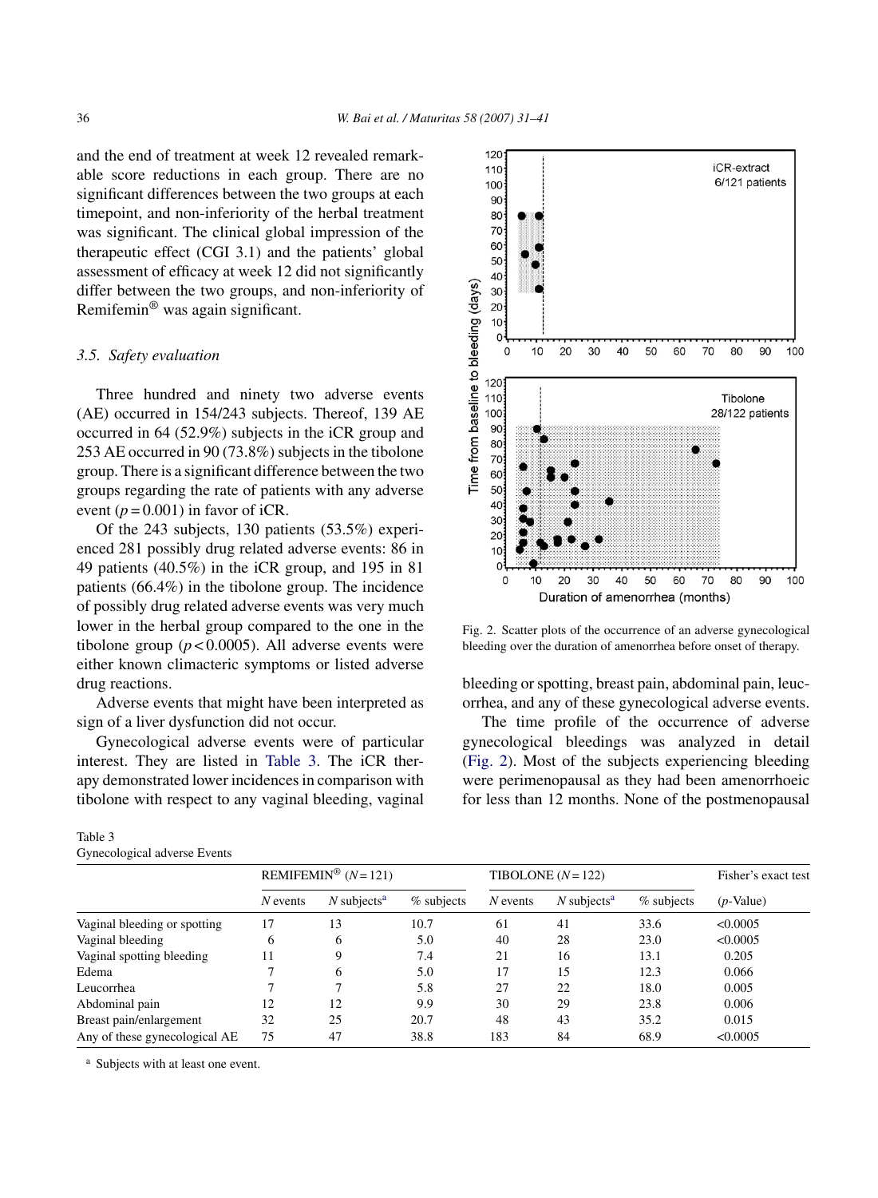and the end of treatment at week 12 revealed remarkable score reductions in each group. There are no significant differences between the two groups at each timepoint, and non-inferiority of the herbal treatment was significant. The clinical global impression of the therapeutic effect (CGI 3.1) and the patients' global assessment of efficacy at week 12 did not significantly differ between the two groups, and non-inferiority of Remifemin® was again significant.

### 3.5. Safety evaluation

Three hundred and ninety two adverse events (AE) occurred in 154/243 subjects. Thereof, 139 AE occurred in 64 (52.9%) subjects in the iCR group and 253 AE occurred in 90 (73.8%) subjects in the tibolone group. There is a significant difference between the two groups regarding the rate of patients with any adverse event ($p = 0.001$) in favor of iCR.

Of the 243 subjects, 130 patients (53.5%) experienced 281 possibly drug related adverse events: 86 in 49 patients (40.5%) in the iCR group, and 195 in 81 patients (66.4%) in the tibolone group. The incidence of possibly drug related adverse events was very much lower in the herbal group compared to the one in the tibolone group ($p < 0.0005$). All adverse events were either known climacteric symptoms or listed adverse drug reactions.

Adverse events that might have been interpreted as sign of a liver dysfunction did not occur.

Gynecological adverse events were of particular interest. They are listed in Table 3. The iCR therapy demonstrated lower incidences in comparison with tibolone with respect to any vaginal bleeding, vaginal bleeding or spotting, breast pain, abdominal pain, leucorrhea, and any of these gynecological adverse events.

The time profile of the occurrence of adverse gynecological bleedings was analyzed in detail (Fig. 2). Most of the subjects experiencing bleeding were perimenopausal as they had been amenorrhoeic for less than 12 months. None of the postmenopausal

Fig. 2. Scatter plots of the occurrence of an adverse gynecological bleeding over the duration of amenorrhea before onset of therapy.

Table 3
Gynecological adverse Events

| | REMIFEMIN® ($N = 121$) | | | TIBOLONE ($N = 122$) | | | Fisher's exact test |
|---|---|---|---|---|---|---|---|
| | *N* events | *N* subjects[a] | % subjects | *N* events | *N* subjects[a] | % subjects | (*p*-Value) |
| Vaginal bleeding or spotting | 17 | 13 | 10.7 | 61 | 41 | 33.6 | <0.0005 |
| Vaginal bleeding | 6 | 6 | 5.0 | 40 | 28 | 23.0 | <0.0005 |
| Vaginal spotting bleeding | 11 | 9 | 7.4 | 21 | 16 | 13.1 | 0.205 |
| Edema | 7 | 6 | 5.0 | 17 | 15 | 12.3 | 0.066 |
| Leucorrhea | 7 | 7 | 5.8 | 27 | 22 | 18.0 | 0.005 |
| Abdominal pain | 12 | 12 | 9.9 | 30 | 29 | 23.8 | 0.006 |
| Breast pain/enlargement | 32 | 25 | 20.7 | 48 | 43 | 35.2 | 0.015 |
| Any of these gynecological AE | 75 | 47 | 38.8 | 183 | 84 | 68.9 | <0.0005 |

[a] Subjects with at least one event.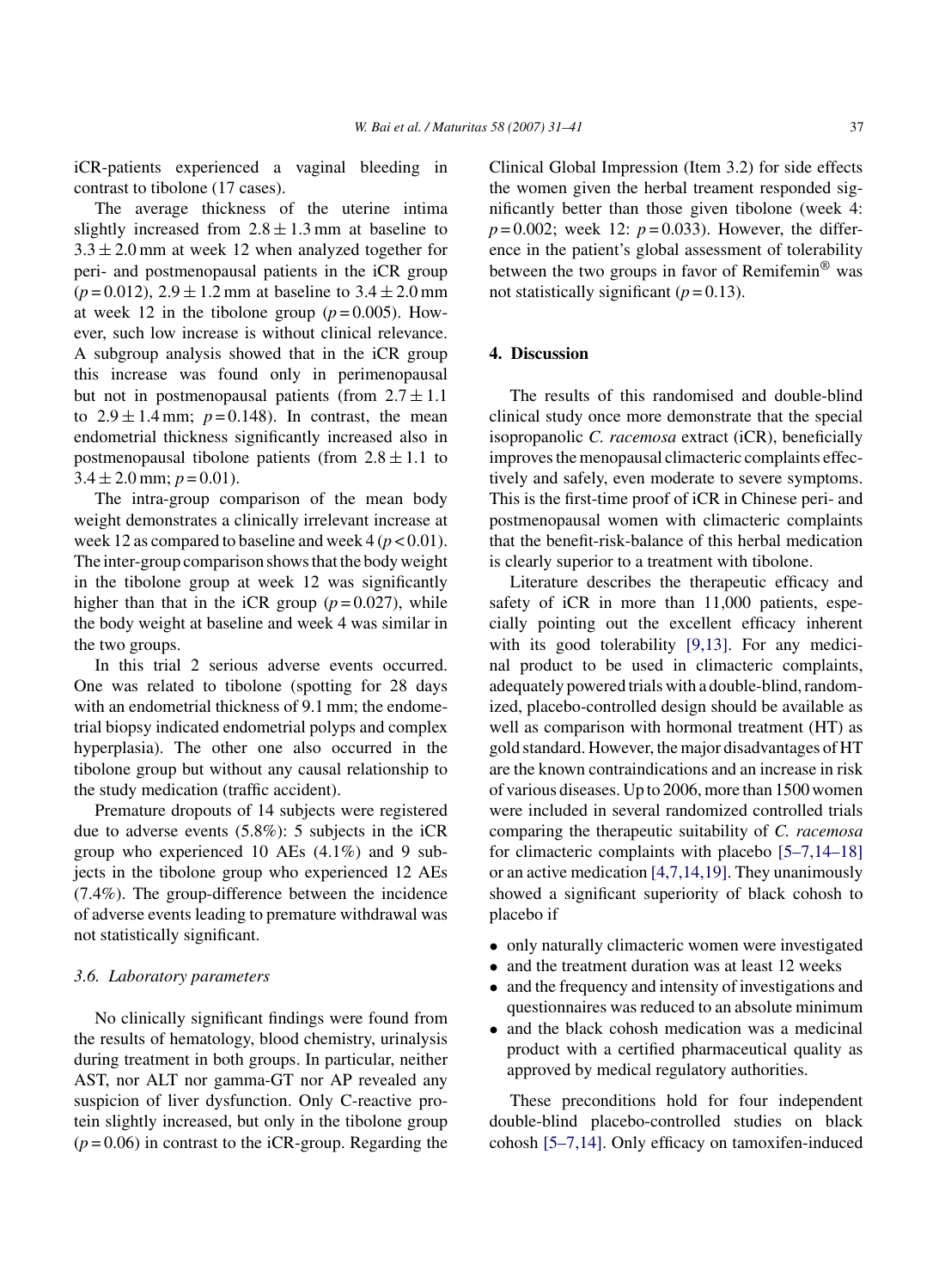iCR-patients experienced a vaginal bleeding in contrast to tibolone (17 cases).

The average thickness of the uterine intima slightly increased from $2.8 \pm 1.3$ mm at baseline to $3.3 \pm 2.0$ mm at week 12 when analyzed together for peri- and postmenopausal patients in the iCR group ($p = 0.012$), $2.9 \pm 1.2$ mm at baseline to $3.4 \pm 2.0$ mm at week 12 in the tibolone group ($p = 0.005$). However, such low increase is without clinical relevance. A subgroup analysis showed that in the iCR group this increase was found only in perimenopausal but not in postmenopausal patients (from $2.7 \pm 1.1$ to $2.9 \pm 1.4$ mm; $p = 0.148$). In contrast, the mean endometrial thickness significantly increased also in postmenopausal tibolone patients (from $2.8 \pm 1.1$ to $3.4 \pm 2.0$ mm; $p = 0.01$).

The intra-group comparison of the mean body weight demonstrates a clinically irrelevant increase at week 12 as compared to baseline and week 4 ($p < 0.01$). The inter-group comparison shows that the body weight in the tibolone group at week 12 was significantly higher than that in the iCR group ($p = 0.027$), while the body weight at baseline and week 4 was similar in the two groups.

In this trial 2 serious adverse events occurred. One was related to tibolone (spotting for 28 days with an endometrial thickness of 9.1 mm; the endometrial biopsy indicated endometrial polyps and complex hyperplasia). The other one also occurred in the tibolone group but without any causal relationship to the study medication (traffic accident).

Premature dropouts of 14 subjects were registered due to adverse events (5.8%): 5 subjects in the iCR group who experienced 10 AEs (4.1%) and 9 subjects in the tibolone group who experienced 12 AEs (7.4%). The group-difference between the incidence of adverse events leading to premature withdrawal was not statistically significant.

### 3.6. Laboratory parameters

No clinically significant findings were found from the results of hematology, blood chemistry, urinalysis during treatment in both groups. In particular, neither AST, nor ALT nor gamma-GT nor AP revealed any suspicion of liver dysfunction. Only C-reactive protein slightly increased, but only in the tibolone group ($p = 0.06$) in contrast to the iCR-group. Regarding the Clinical Global Impression (Item 3.2) for side effects the women given the herbal treament responded significantly better than those given tibolone (week 4: $p = 0.002$; week 12: $p = 0.033$). However, the difference in the patient's global assessment of tolerability between the two groups in favor of Remifemin® was not statistically significant ($p = 0.13$).

## 4. Discussion

The results of this randomised and double-blind clinical study once more demonstrate that the special isopropanolic *C. racemosa* extract (iCR), beneficially improves the menopausal climacteric complaints effectively and safely, even moderate to severe symptoms. This is the first-time proof of iCR in Chinese peri- and postmenopausal women with climacteric complaints that the benefit-risk-balance of this herbal medication is clearly superior to a treatment with tibolone.

Literature describes the therapeutic efficacy and safety of iCR in more than 11,000 patients, especially pointing out the excellent efficacy inherent with its good tolerability [9,13]. For any medicinal product to be used in climacteric complaints, adequately powered trials with a double-blind, randomized, placebo-controlled design should be available as well as comparison with hormonal treatment (HT) as gold standard. However, the major disadvantages of HT are the known contraindications and an increase in risk of various diseases. Up to 2006, more than 1500 women were included in several randomized controlled trials comparing the therapeutic suitability of *C. racemosa* for climacteric complaints with placebo [5–7,14–18] or an active medication [4,7,14,19]. They unanimously showed a significant superiority of black cohosh to placebo if

- only naturally climacteric women were investigated
- and the treatment duration was at least 12 weeks
- and the frequency and intensity of investigations and questionnaires was reduced to an absolute minimum
- and the black cohosh medication was a medicinal product with a certified pharmaceutical quality as approved by medical regulatory authorities.

These preconditions hold for four independent double-blind placebo-controlled studies on black cohosh [5–7,14]. Only efficacy on tamoxifen-induced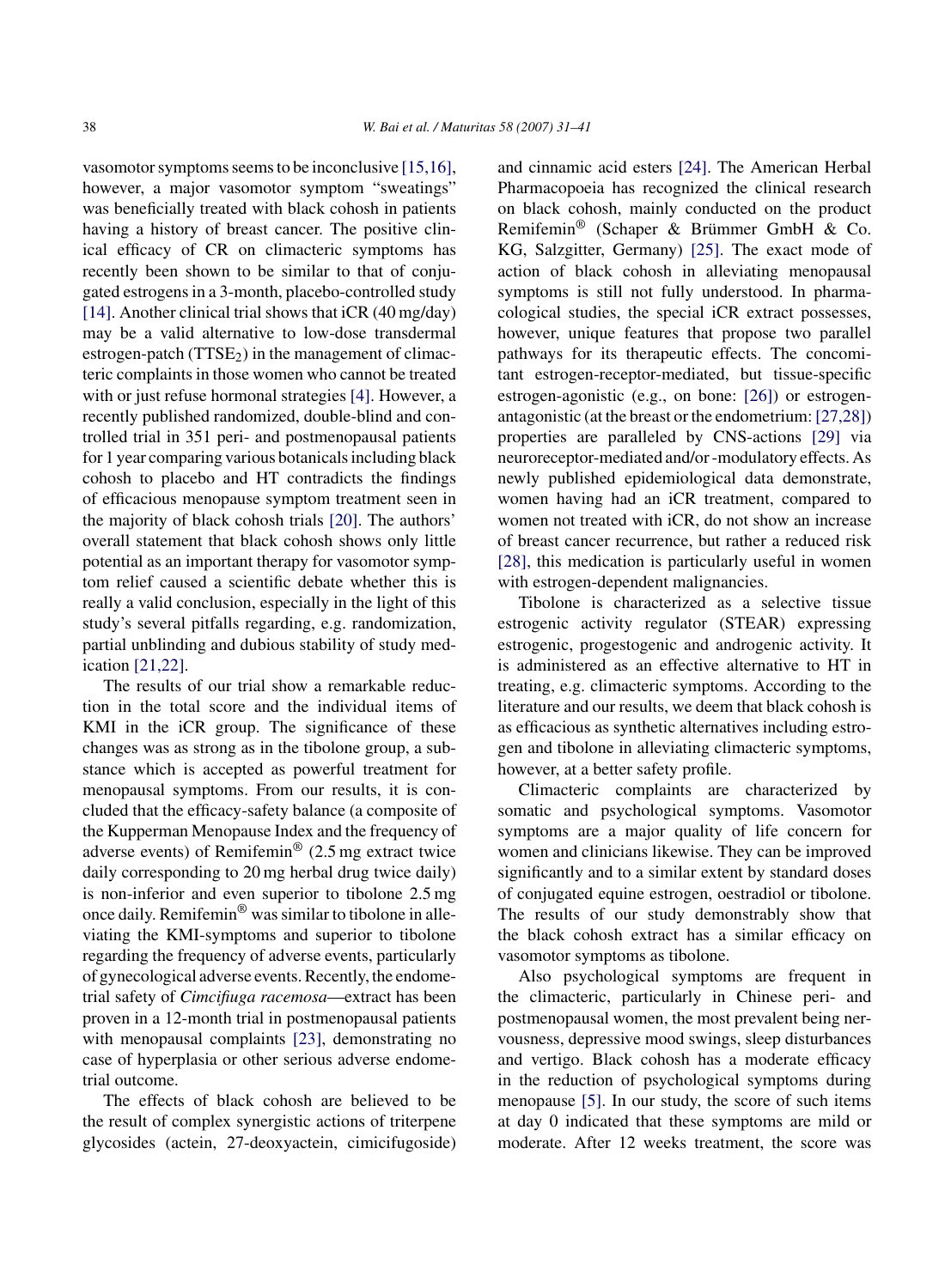vasomotor symptoms seems to be inconclusive [15,16], however, a major vasomotor symptom "sweatings" was beneficially treated with black cohosh in patients having a history of breast cancer. The positive clinical efficacy of CR on climacteric symptoms has recently been shown to be similar to that of conjugated estrogens in a 3-month, placebo-controlled study [14]. Another clinical trial shows that iCR (40 mg/day) may be a valid alternative to low-dose transdermal estrogen-patch ($TTSE_2$) in the management of climacteric complaints in those women who cannot be treated with or just refuse hormonal strategies [4]. However, a recently published randomized, double-blind and controlled trial in 351 peri- and postmenopausal patients for 1 year comparing various botanicals including black cohosh to placebo and HT contradicts the findings of efficacious menopause symptom treatment seen in the majority of black cohosh trials [20]. The authors' overall statement that black cohosh shows only little potential as an important therapy for vasomotor symptom relief caused a scientific debate whether this is really a valid conclusion, especially in the light of this study's several pitfalls regarding, e.g. randomization, partial unblinding and dubious stability of study medication [21,22].

The results of our trial show a remarkable reduction in the total score and the individual items of KMI in the iCR group. The significance of these changes was as strong as in the tibolone group, a substance which is accepted as powerful treatment for menopausal symptoms. From our results, it is concluded that the efficacy-safety balance (a composite of the Kupperman Menopause Index and the frequency of adverse events) of Remifemin® (2.5 mg extract twice daily corresponding to 20 mg herbal drug twice daily) is non-inferior and even superior to tibolone 2.5 mg once daily. Remifemin® was similar to tibolone in alleviating the KMI-symptoms and superior to tibolone regarding the frequency of adverse events, particularly of gynecological adverse events. Recently, the endometrial safety of *Cimcifiuga racemosa*—extract has been proven in a 12-month trial in postmenopausal patients with menopausal complaints [23], demonstrating no case of hyperplasia or other serious adverse endometrial outcome.

The effects of black cohosh are believed to be the result of complex synergistic actions of triterpene glycosides (actein, 27-deoxyactein, cimicifugoside) and cinnamic acid esters [24]. The American Herbal Pharmacopoeia has recognized the clinical research on black cohosh, mainly conducted on the product Remifemin® (Schaper & Brümmer GmbH & Co. KG, Salzgitter, Germany) [25]. The exact mode of action of black cohosh in alleviating menopausal symptoms is still not fully understood. In pharmacological studies, the special iCR extract possesses, however, unique features that propose two parallel pathways for its therapeutic effects. The concomitant estrogen-receptor-mediated, but tissue-specific estrogen-agonistic (e.g., on bone: [26]) or estrogen-antagonistic (at the breast or the endometrium: [27,28]) properties are paralleled by CNS-actions [29] via neuroreceptor-mediated and/or -modulatory effects. As newly published epidemiological data demonstrate, women having had an iCR treatment, compared to women not treated with iCR, do not show an increase of breast cancer recurrence, but rather a reduced risk [28], this medication is particularly useful in women with estrogen-dependent malignancies.

Tibolone is characterized as a selective tissue estrogenic activity regulator (STEAR) expressing estrogenic, progestogenic and androgenic activity. It is administered as an effective alternative to HT in treating, e.g. climacteric symptoms. According to the literature and our results, we deem that black cohosh is as efficacious as synthetic alternatives including estrogen and tibolone in alleviating climacteric symptoms, however, at a better safety profile.

Climacteric complaints are characterized by somatic and psychological symptoms. Vasomotor symptoms are a major quality of life concern for women and clinicians likewise. They can be improved significantly and to a similar extent by standard doses of conjugated equine estrogen, oestradiol or tibolone. The results of our study demonstrably show that the black cohosh extract has a similar efficacy on vasomotor symptoms as tibolone.

Also psychological symptoms are frequent in the climacteric, particularly in Chinese peri- and postmenopausal women, the most prevalent being nervousness, depressive mood swings, sleep disturbances and vertigo. Black cohosh has a moderate efficacy in the reduction of psychological symptoms during menopause [5]. In our study, the score of such items at day 0 indicated that these symptoms are mild or moderate. After 12 weeks treatment, the score was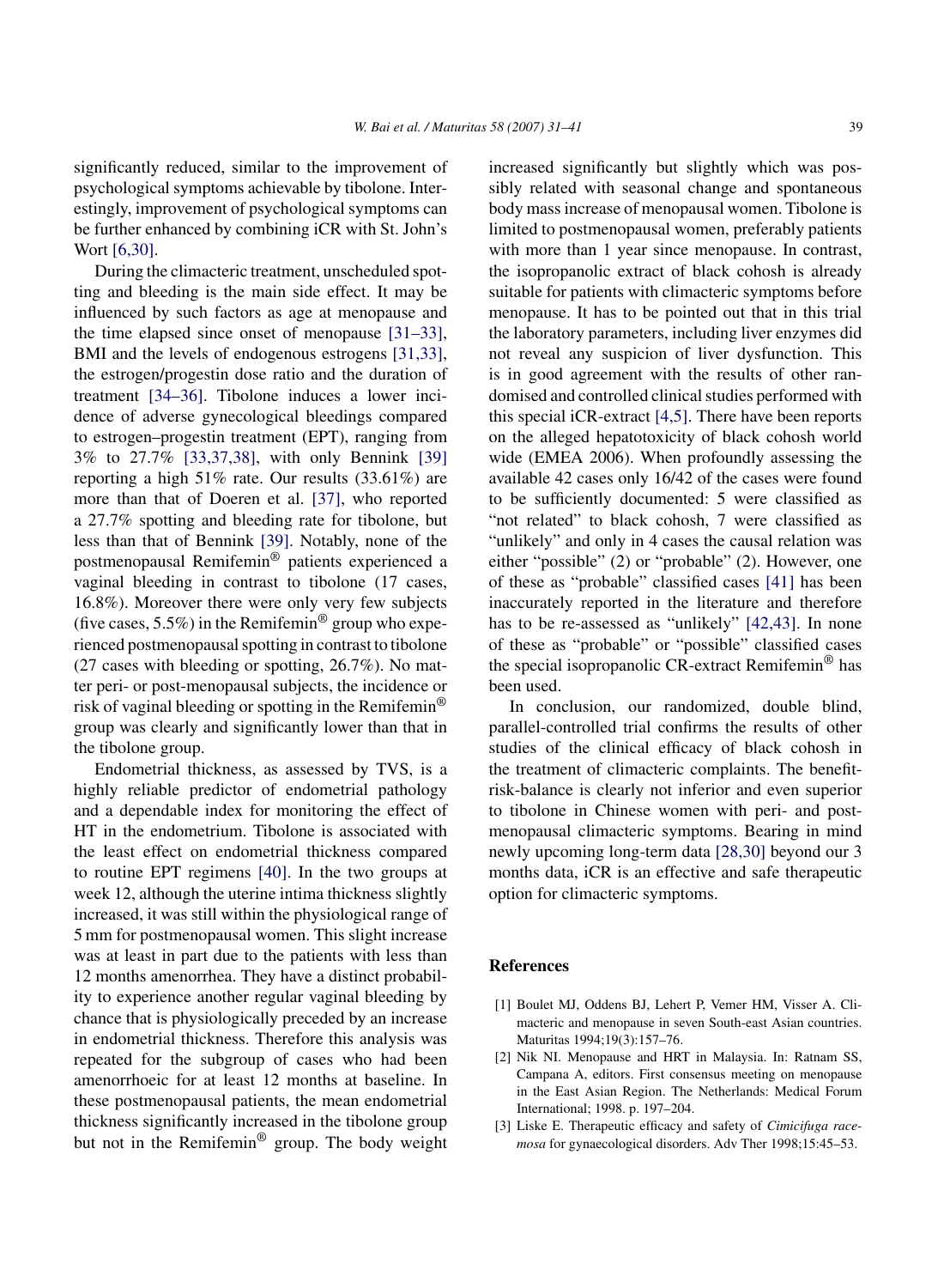significantly reduced, similar to the improvement of psychological symptoms achievable by tibolone. Interestingly, improvement of psychological symptoms can be further enhanced by combining iCR with St. John's Wort [6,30].

During the climacteric treatment, unscheduled spotting and bleeding is the main side effect. It may be influenced by such factors as age at menopause and the time elapsed since onset of menopause [31–33], BMI and the levels of endogenous estrogens [31,33], the estrogen/progestin dose ratio and the duration of treatment [34–36]. Tibolone induces a lower incidence of adverse gynecological bleedings compared to estrogen–progestin treatment (EPT), ranging from 3% to 27.7% [33,37,38], with only Bennink [39] reporting a high 51% rate. Our results (33.61%) are more than that of Doeren et al. [37], who reported a 27.7% spotting and bleeding rate for tibolone, but less than that of Bennink [39]. Notably, none of the postmenopausal Remifemin® patients experienced a vaginal bleeding in contrast to tibolone (17 cases, 16.8%). Moreover there were only very few subjects (five cases, 5.5%) in the Remifemin® group who experienced postmenopausal spotting in contrast to tibolone (27 cases with bleeding or spotting, 26.7%). No matter peri- or post-menopausal subjects, the incidence or risk of vaginal bleeding or spotting in the Remifemin® group was clearly and significantly lower than that in the tibolone group.

Endometrial thickness, as assessed by TVS, is a highly reliable predictor of endometrial pathology and a dependable index for monitoring the effect of HT in the endometrium. Tibolone is associated with the least effect on endometrial thickness compared to routine EPT regimens [40]. In the two groups at week 12, although the uterine intima thickness slightly increased, it was still within the physiological range of 5 mm for postmenopausal women. This slight increase was at least in part due to the patients with less than 12 months amenorrhea. They have a distinct probability to experience another regular vaginal bleeding by chance that is physiologically preceded by an increase in endometrial thickness. Therefore this analysis was repeated for the subgroup of cases who had been amenorrhoeic for at least 12 months at baseline. In these postmenopausal patients, the mean endometrial thickness significantly increased in the tibolone group but not in the Remifemin® group. The body weight increased significantly but slightly which was possibly related with seasonal change and spontaneous body mass increase of menopausal women. Tibolone is limited to postmenopausal women, preferably patients with more than 1 year since menopause. In contrast, the isopropanolic extract of black cohosh is already suitable for patients with climacteric symptoms before menopause. It has to be pointed out that in this trial the laboratory parameters, including liver enzymes did not reveal any suspicion of liver dysfunction. This is in good agreement with the results of other randomised and controlled clinical studies performed with this special iCR-extract [4,5]. There have been reports on the alleged hepatotoxicity of black cohosh world wide (EMEA 2006). When profoundly assessing the available 42 cases only 16/42 of the cases were found to be sufficiently documented: 5 were classified as "not related" to black cohosh, 7 were classified as "unlikely" and only in 4 cases the causal relation was either "possible" (2) or "probable" (2). However, one of these as "probable" classified cases [41] has been inaccurately reported in the literature and therefore has to be re-assessed as "unlikely" [42,43]. In none of these as "probable" or "possible" classified cases the special isopropanolic CR-extract Remifemin® has been used.

In conclusion, our randomized, double blind, parallel-controlled trial confirms the results of other studies of the clinical efficacy of black cohosh in the treatment of climacteric complaints. The benefit-risk-balance is clearly not inferior and even superior to tibolone in Chinese women with peri- and postmenopausal climacteric symptoms. Bearing in mind newly upcoming long-term data [28,30] beyond our 3 months data, iCR is an effective and safe therapeutic option for climacteric symptoms.

## References

[1] Boulet MJ, Oddens BJ, Lehert P, Vemer HM, Visser A. Climacteric and menopause in seven South-east Asian countries. Maturitas 1994;19(3):157–76.

[2] Nik NI. Menopause and HRT in Malaysia. In: Ratnam SS, Campana A, editors. First consensus meeting on menopause in the East Asian Region. The Netherlands: Medical Forum International; 1998. p. 197–204.

[3] Liske E. Therapeutic efficacy and safety of *Cimicifuga racemosa* for gynaecological disorders. Adv Ther 1998;15:45–53.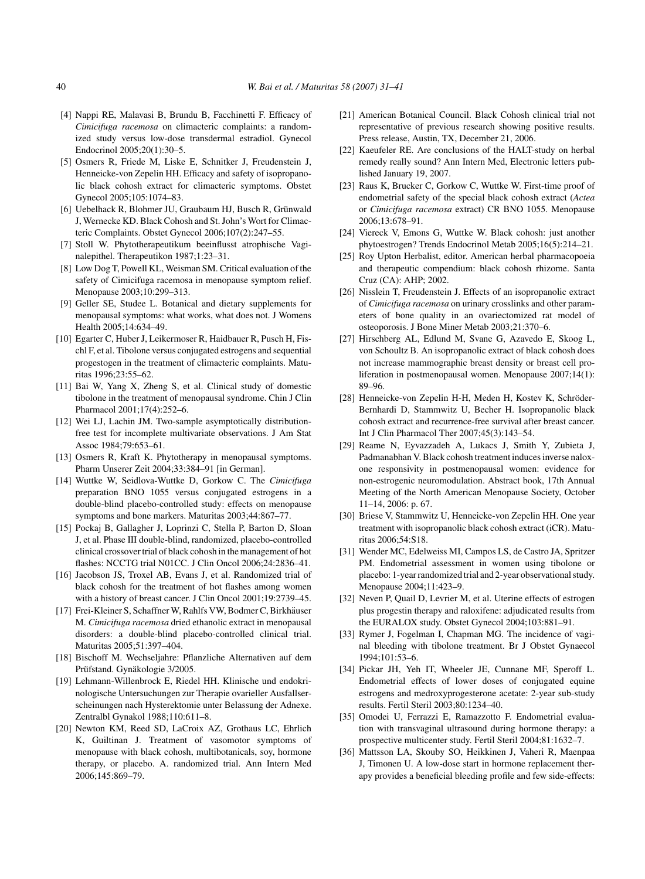[4] Nappi RE, Malavasi B, Brundu B, Facchinetti F. Efficacy of *Cimicifuga racemosa* on climacteric complaints: a randomized study versus low-dose transdermal estradiol. Gynecol Endocrinol 2005;20(1):30–5.

[5] Osmers R, Friede M, Liske E, Schnitker J, Freudenstein J, Henneicke-von Zepelin HH. Efficacy and safety of isopropanolic black cohosh extract for climacteric symptoms. Obstet Gynecol 2005;105:1074–83.

[6] Uebelhack R, Blohmer JU, Graubaum HJ, Busch R, Grünwald J, Wernecke KD. Black Cohosh and St. John's Wort for Climacteric Complaints. Obstet Gynecol 2006;107(2):247–55.

[7] Stoll W. Phytotherapeutikum beeinflusst atrophische Vaginalepithel. Therapeutikon 1987;1:23–31.

[8] Low Dog T, Powell KL, Weisman SM. Critical evaluation of the safety of Cimicifuga racemosa in menopause symptom relief. Menopause 2003;10:299–313.

[9] Geller SE, Studee L. Botanical and dietary supplements for menopausal symptoms: what works, what does not. J Womens Health 2005;14:634–49.

[10] Egarter C, Huber J, Leikermoser R, Haidbauer R, Pusch H, Fischl F, et al. Tibolone versus conjugated estrogens and sequential progestogen in the treatment of climacteric complaints. Maturitas 1996;23:55–62.

[11] Bai W, Yang X, Zheng S, et al. Clinical study of domestic tibolone in the treatment of menopausal syndrome. Chin J Clin Pharmacol 2001;17(4):252–6.

[12] Wei LJ, Lachin JM. Two-sample asymptotically distribution-free test for incomplete multivariate observations. J Am Stat Assoc 1984;79:653–61.

[13] Osmers R, Kraft K. Phytotherapy in menopausal symptoms. Pharm Unserer Zeit 2004;33:384–91 [in German].

[14] Wuttke W, Seidlova-Wuttke D, Gorkow C. The *Cimicifuga* preparation BNO 1055 versus conjugated estrogens in a double-blind placebo-controlled study: effects on menopause symptoms and bone markers. Maturitas 2003;44:867–77.

[15] Pockaj B, Gallagher J, Loprinzi C, Stella P, Barton D, Sloan J, et al. Phase III double-blind, randomized, placebo-controlled clinical crossover trial of black cohosh in the management of hot flashes: NCCTG trial N01CC. J Clin Oncol 2006;24:2836–41.

[16] Jacobson JS, Troxel AB, Evans J, et al. Randomized trial of black cohosh for the treatment of hot flashes among women with a history of breast cancer. J Clin Oncol 2001;19:2739–45.

[17] Frei-Kleiner S, Schaffner W, Rahlfs VW, Bodmer C, Birkhäuser M. *Cimicifuga racemosa* dried ethanolic extract in menopausal disorders: a double-blind placebo-controlled clinical trial. Maturitas 2005;51:397–404.

[18] Bischoff M. Wechseljahre: Pflanzliche Alternativen auf dem Prüfstand. Gynäkologie 3/2005.

[19] Lehmann-Willenbrock E, Riedel HH. Klinische und endokrinologische Untersuchungen zur Therapie ovarieller Ausfallserscheinungen nach Hysterektomie unter Belassung der Adnexe. Zentralbl Gynakol 1988;110:611–8.

[20] Newton KM, Reed SD, LaCroix AZ, Grothaus LC, Ehrlich K, Guiltinan J. Treatment of vasomotor symptoms of menopause with black cohosh, multibotanicals, soy, hormone therapy, or placebo. A. randomized trial. Ann Intern Med 2006;145:869–79.

[21] American Botanical Council. Black Cohosh clinical trial not representative of previous research showing positive results. Press release, Austin, TX, December 21, 2006.

[22] Kaeufeler RE. Are conclusions of the HALT-study on herbal remedy really sound? Ann Intern Med, Electronic letters published January 19, 2007.

[23] Raus K, Brucker C, Gorkow C, Wuttke W. First-time proof of endometrial safety of the special black cohosh extract (*Actea* or *Cimicifuga racemosa* extract) CR BNO 1055. Menopause 2006;13:678–91.

[24] Viereck V, Emons G, Wuttke W. Black cohosh: just another phytoestrogen? Trends Endocrinol Metab 2005;16(5):214–21.

[25] Roy Upton Herbalist, editor. American herbal pharmacopoeia and therapeutic compendium: black cohosh rhizome. Santa Cruz (CA): AHP; 2002.

[26] Nisslein T, Freudenstein J. Effects of an isopropanolic extract of *Cimicifuga racemosa* on urinary crosslinks and other parameters of bone quality in an ovariectomized rat model of osteoporosis. J Bone Miner Metab 2003;21:370–6.

[27] Hirschberg AL, Edlund M, Svane G, Azavedo E, Skoog L, von Schoultz B. An isopropanolic extract of black cohosh does not increase mammographic breast density or breast cell proliferation in postmenopausal women. Menopause 2007;14(1): 89–96.

[28] Henneicke-von Zepelin H-H, Meden H, Kostev K, Schröder-Bernhardi D, Stammwitz U, Becher H. Isopropanolic black cohosh extract and recurrence-free survival after breast cancer. Int J Clin Pharmacol Ther 2007;45(3):143–54.

[29] Reame N, Eyvazzadeh A, Lukacs J, Smith Y, Zubieta J, Padmanabhan V. Black cohosh treatment induces inverse naloxone responsivity in postmenopausal women: evidence for non-estrogenic neuromodulation. Abstract book, 17th Annual Meeting of the North American Menopause Society, October 11–14, 2006: p. 67.

[30] Briese V, Stammwitz U, Henneicke-von Zepelin HH. One year treatment with isopropanolic black cohosh extract (iCR). Maturitas 2006;54:S18.

[31] Wender MC, Edelweiss MI, Campos LS, de Castro JA, Spritzer PM. Endometrial assessment in women using tibolone or placebo: 1-year randomized trial and 2-year observational study. Menopause 2004;11:423–9.

[32] Neven P, Quail D, Levrier M, et al. Uterine effects of estrogen plus progestin therapy and raloxifene: adjudicated results from the EURALOX study. Obstet Gynecol 2004;103:881–91.

[33] Rymer J, Fogelman I, Chapman MG. The incidence of vaginal bleeding with tibolone treatment. Br J Obstet Gynaecol 1994;101:53–6.

[34] Pickar JH, Yeh IT, Wheeler JE, Cunnane MF, Speroff L. Endometrial effects of lower doses of conjugated equine estrogens and medroxyprogesterone acetate: 2-year sub-study results. Fertil Steril 2003;80:1234–40.

[35] Omodei U, Ferrazzi E, Ramazzotto F. Endometrial evaluation with transvaginal ultrasound during hormone therapy: a prospective multicenter study. Fertil Steril 2004;81:1632–7.

[36] Mattsson LA, Skouby SO, Heikkinen J, Vaheri R, Maenpaa J, Timonen U. A low-dose start in hormone replacement therapy provides a beneficial bleeding profile and few side-effects: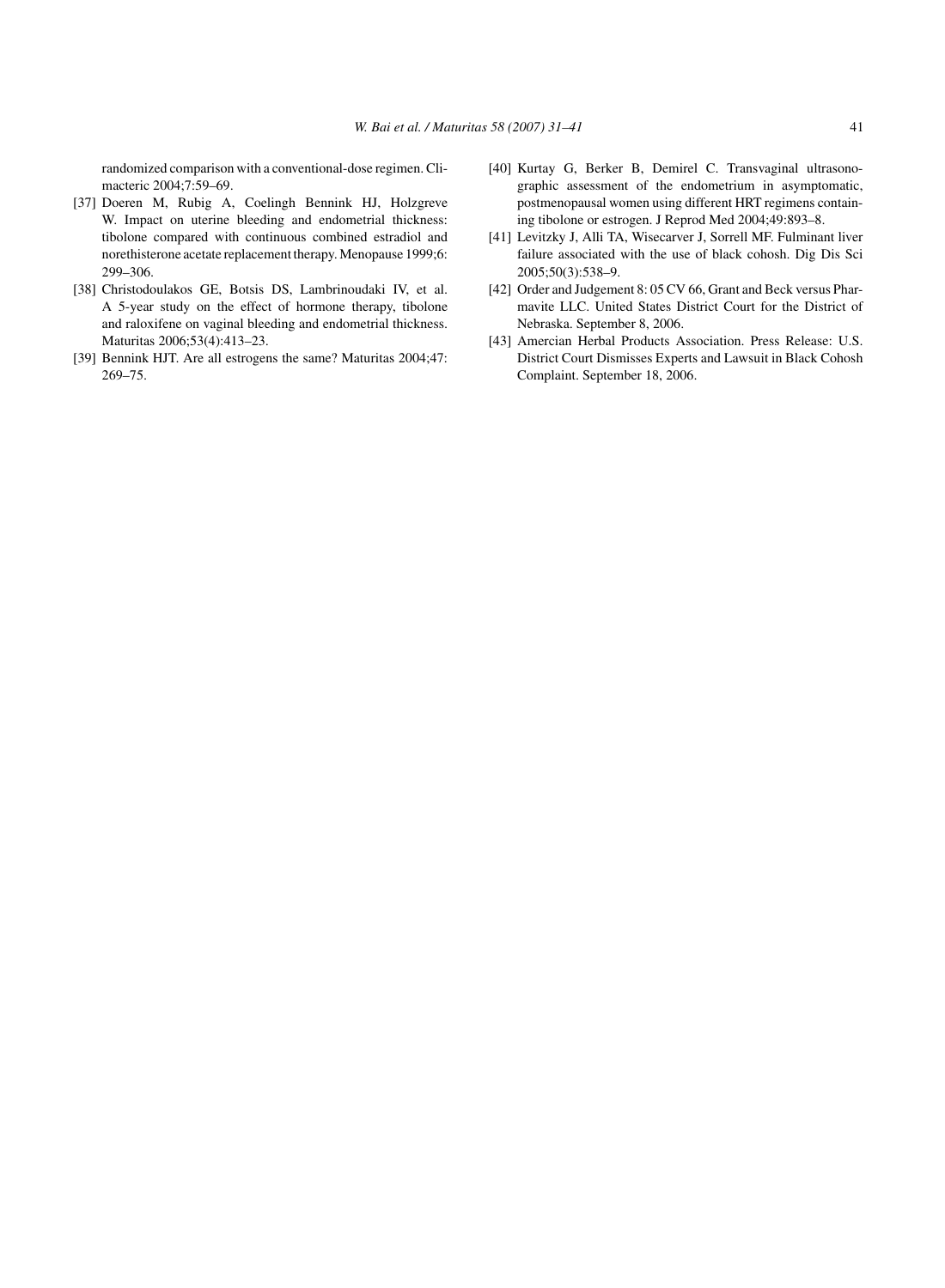randomized comparison with a conventional-dose regimen. Climacteric 2004;7:59–69.

[37] Doeren M, Rubig A, Coelingh Bennink HJ, Holzgreve W. Impact on uterine bleeding and endometrial thickness: tibolone compared with continuous combined estradiol and norethisterone acetate replacement therapy. Menopause 1999;6: 299–306.

[38] Christodoulakos GE, Botsis DS, Lambrinoudaki IV, et al. A 5-year study on the effect of hormone therapy, tibolone and raloxifene on vaginal bleeding and endometrial thickness. Maturitas 2006;53(4):413–23.

[39] Bennink HJT. Are all estrogens the same? Maturitas 2004;47: 269–75.

[40] Kurtay G, Berker B, Demirel C. Transvaginal ultrasonographic assessment of the endometrium in asymptomatic, postmenopausal women using different HRT regimens containing tibolone or estrogen. J Reprod Med 2004;49:893–8.

[41] Levitzky J, Alli TA, Wisecarver J, Sorrell MF. Fulminant liver failure associated with the use of black cohosh. Dig Dis Sci 2005;50(3):538–9.

[42] Order and Judgement 8: 05 CV 66, Grant and Beck versus Pharmavite LLC. United States District Court for the District of Nebraska. September 8, 2006.

[43] Amercian Herbal Products Association. Press Release: U.S. District Court Dismisses Experts and Lawsuit in Black Cohosh Complaint. September 18, 2006.